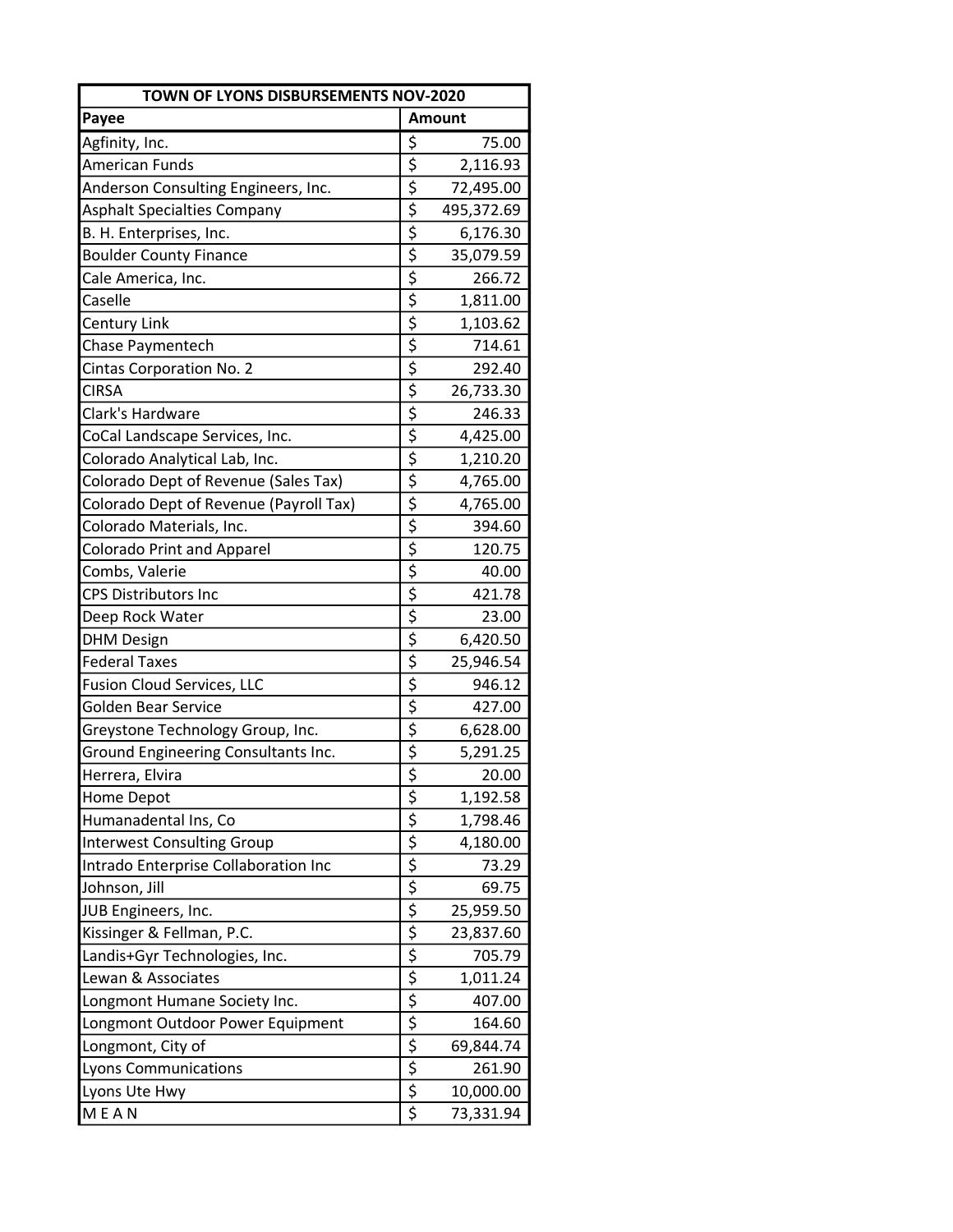| TOWN OF LYONS DISBURSEMENTS NOV-2020 | |
|---|---|
| **Payee** | **Amount** |
| Agfinity, Inc. | $ 75.00 |
| American Funds | $ 2,116.93 |
| Anderson Consulting Engineers, Inc. | $ 72,495.00 |
| Asphalt Specialties Company | $ 495,372.69 |
| B. H. Enterprises, Inc. | $ 6,176.30 |
| Boulder County Finance | $ 35,079.59 |
| Cale America, Inc. | $ 266.72 |
| Caselle | $ 1,811.00 |
| Century Link | $ 1,103.62 |
| Chase Paymentech | $ 714.61 |
| Cintas Corporation No. 2 | $ 292.40 |
| CIRSA | $ 26,733.30 |
| Clark's Hardware | $ 246.33 |
| CoCal Landscape Services, Inc. | $ 4,425.00 |
| Colorado Analytical Lab, Inc. | $ 1,210.20 |
| Colorado Dept of Revenue (Sales Tax) | $ 4,765.00 |
| Colorado Dept of Revenue (Payroll Tax) | $ 4,765.00 |
| Colorado Materials, Inc. | $ 394.60 |
| Colorado Print and Apparel | $ 120.75 |
| Combs, Valerie | $ 40.00 |
| CPS Distributors Inc | $ 421.78 |
| Deep Rock Water | $ 23.00 |
| DHM Design | $ 6,420.50 |
| Federal Taxes | $ 25,946.54 |
| Fusion Cloud Services, LLC | $ 946.12 |
| Golden Bear Service | $ 427.00 |
| Greystone Technology Group, Inc. | $ 6,628.00 |
| Ground Engineering Consultants Inc. | $ 5,291.25 |
| Herrera, Elvira | $ 20.00 |
| Home Depot | $ 1,192.58 |
| Humanadental Ins, Co | $ 1,798.46 |
| Interwest Consulting Group | $ 4,180.00 |
| Intrado Enterprise Collaboration Inc | $ 73.29 |
| Johnson, Jill | $ 69.75 |
| JUB Engineers, Inc. | $ 25,959.50 |
| Kissinger & Fellman, P.C. | $ 23,837.60 |
| Landis+Gyr Technologies, Inc. | $ 705.79 |
| Lewan & Associates | $ 1,011.24 |
| Longmont Humane Society Inc. | $ 407.00 |
| Longmont Outdoor Power Equipment | $ 164.60 |
| Longmont, City of | $ 69,844.74 |
| Lyons Communications | $ 261.90 |
| Lyons Ute Hwy | $ 10,000.00 |
| M E A N | $ 73,331.94 |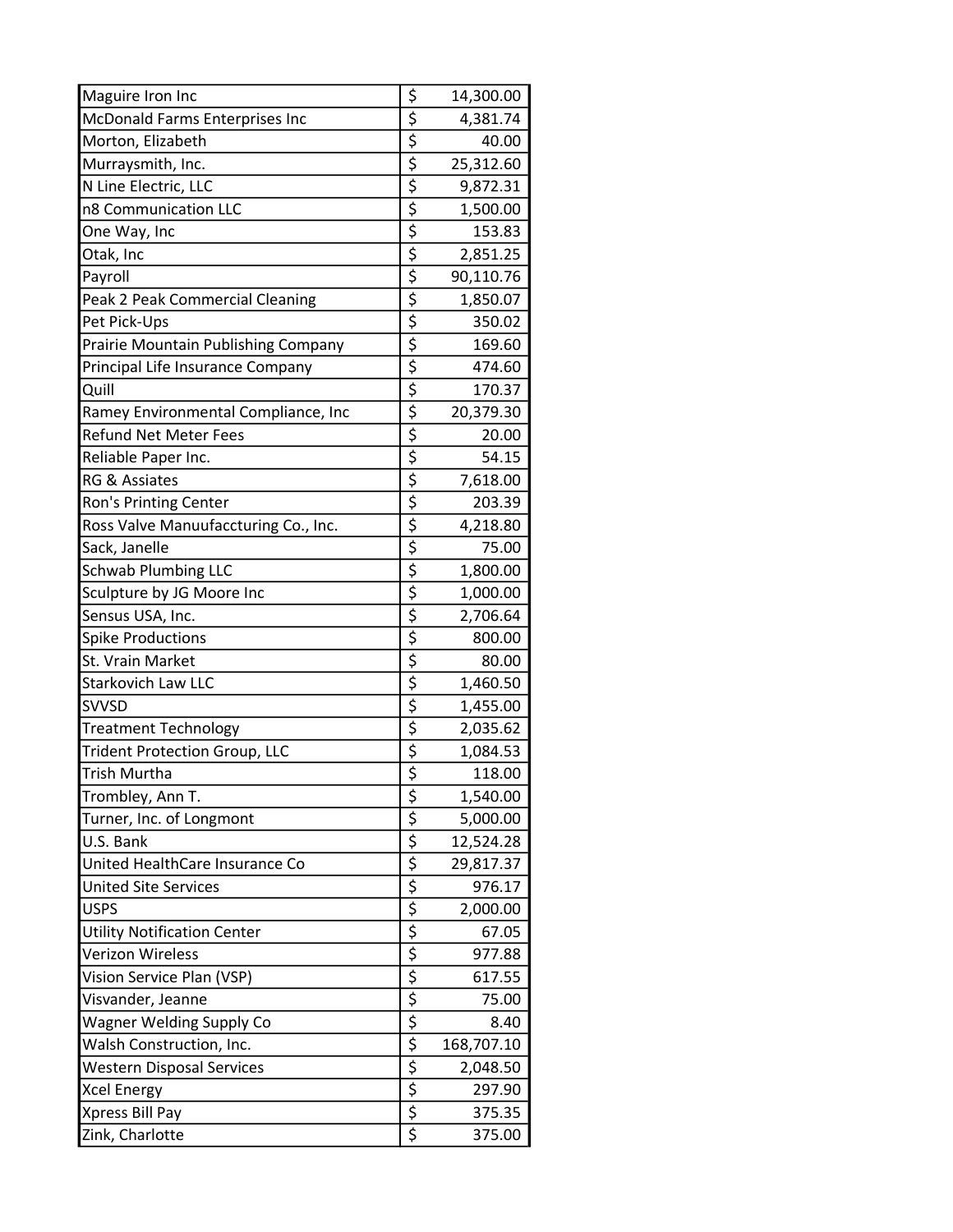| | | |
|---|---|---|
| Maguire Iron Inc | $ | 14,300.00 |
| McDonald Farms Enterprises Inc | $ | 4,381.74 |
| Morton, Elizabeth | $ | 40.00 |
| Murraysmith, Inc. | $ | 25,312.60 |
| N Line Electric, LLC | $ | 9,872.31 |
| n8 Communication LLC | $ | 1,500.00 |
| One Way, Inc | $ | 153.83 |
| Otak, Inc | $ | 2,851.25 |
| Payroll | $ | 90,110.76 |
| Peak 2 Peak Commercial Cleaning | $ | 1,850.07 |
| Pet Pick-Ups | $ | 350.02 |
| Prairie Mountain Publishing Company | $ | 169.60 |
| Principal Life Insurance Company | $ | 474.60 |
| Quill | $ | 170.37 |
| Ramey Environmental Compliance, Inc | $ | 20,379.30 |
| Refund Net Meter Fees | $ | 20.00 |
| Reliable Paper Inc. | $ | 54.15 |
| RG & Assiates | $ | 7,618.00 |
| Ron's Printing Center | $ | 203.39 |
| Ross Valve Manuufaccturing Co., Inc. | $ | 4,218.80 |
| Sack, Janelle | $ | 75.00 |
| Schwab Plumbing LLC | $ | 1,800.00 |
| Sculpture by JG Moore Inc | $ | 1,000.00 |
| Sensus USA, Inc. | $ | 2,706.64 |
| Spike Productions | $ | 800.00 |
| St. Vrain Market | $ | 80.00 |
| Starkovich Law LLC | $ | 1,460.50 |
| SVVSD | $ | 1,455.00 |
| Treatment Technology | $ | 2,035.62 |
| Trident Protection Group, LLC | $ | 1,084.53 |
| Trish Murtha | $ | 118.00 |
| Trombley, Ann T. | $ | 1,540.00 |
| Turner, Inc. of Longmont | $ | 5,000.00 |
| U.S. Bank | $ | 12,524.28 |
| United HealthCare Insurance Co | $ | 29,817.37 |
| United Site Services | $ | 976.17 |
| USPS | $ | 2,000.00 |
| Utility Notification Center | $ | 67.05 |
| Verizon Wireless | $ | 977.88 |
| Vision Service Plan (VSP) | $ | 617.55 |
| Visvander, Jeanne | $ | 75.00 |
| Wagner Welding Supply Co | $ | 8.40 |
| Walsh Construction, Inc. | $ | 168,707.10 |
| Western Disposal Services | $ | 2,048.50 |
| Xcel Energy | $ | 297.90 |
| Xpress Bill Pay | $ | 375.35 |
| Zink, Charlotte | $ | 375.00 |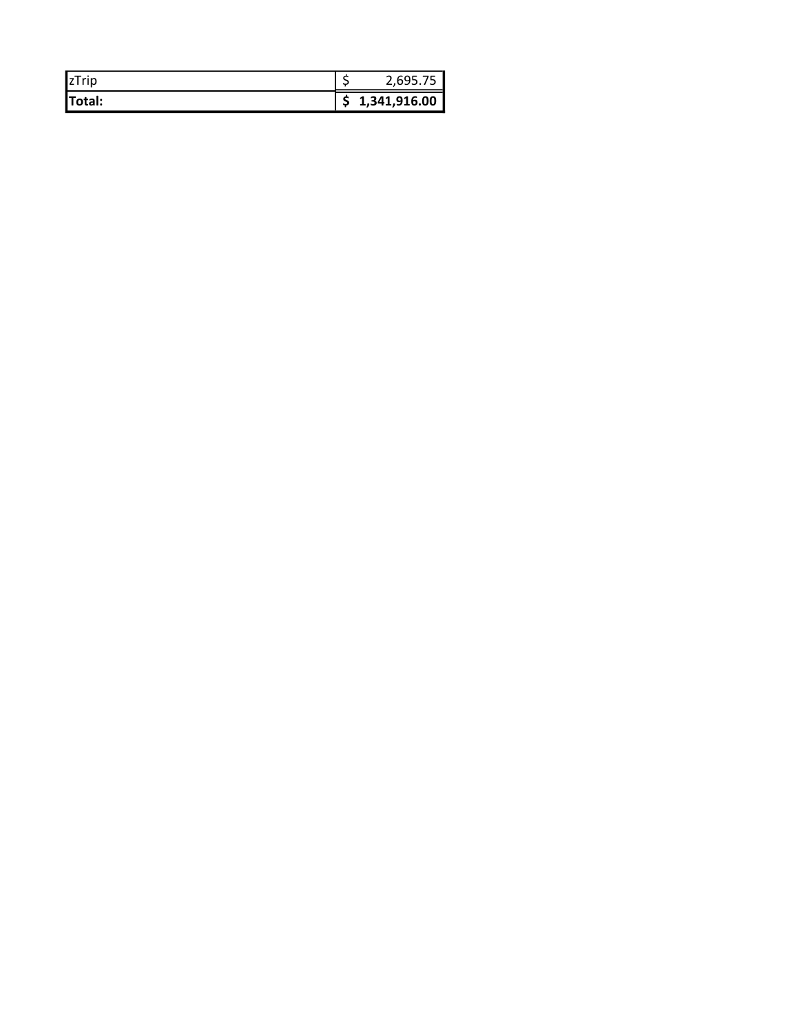| | |
|---|---|
| zTrip | $ 2,695.75 |
| **Total:** | **$ 1,341,916.00** |